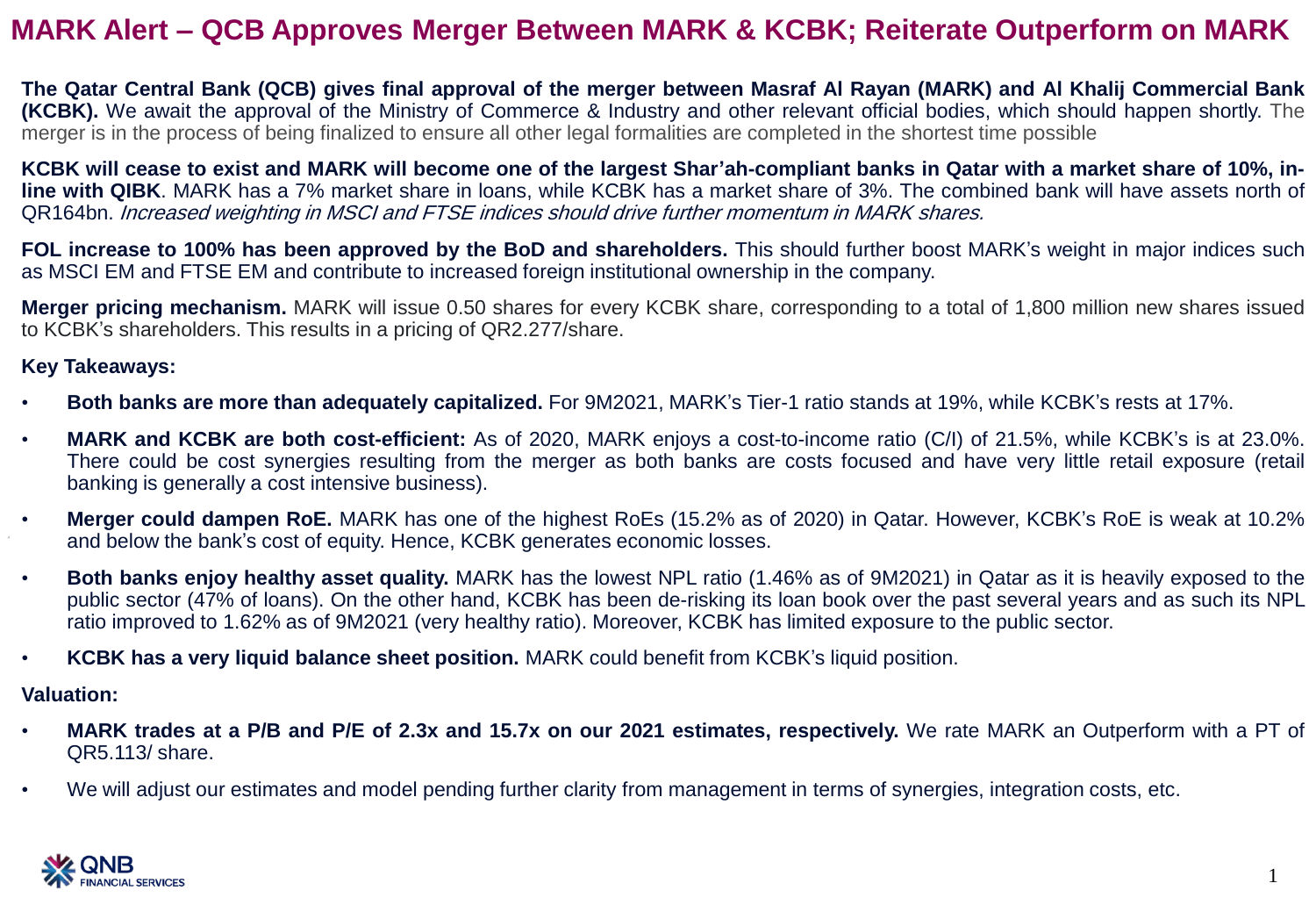# MARK Alert – QCB Approves Merger Between MARK & KCBK; Reiterate Outperform on MARK

**The Qatar Central Bank (QCB) gives final approval of the merger between Masraf Al Rayan (MARK) and Al Khalij Commercial Bank (KCBK).** We await the approval of the Ministry of Commerce & Industry and other relevant official bodies, which should happen shortly. The merger is in the process of being finalized to ensure all other legal formalities are completed in the shortest time possible

**KCBK will cease to exist and MARK will become one of the largest Shar'ah-compliant banks in Qatar with a market share of 10%, in-line with QIBK**. MARK has a 7% market share in loans, while KCBK has a market share of 3%. The combined bank will have assets north of QR164bn. *Increased weighting in MSCI and FTSE indices should drive further momentum in MARK shares.*

**FOL increase to 100% has been approved by the BoD and shareholders.** This should further boost MARK's weight in major indices such as MSCI EM and FTSE EM and contribute to increased foreign institutional ownership in the company.

**Merger pricing mechanism.** MARK will issue 0.50 shares for every KCBK share, corresponding to a total of 1,800 million new shares issued to KCBK's shareholders. This results in a pricing of QR2.277/share.

**Key Takeaways:**

- **Both banks are more than adequately capitalized.** For 9M2021, MARK's Tier-1 ratio stands at 19%, while KCBK's rests at 17%.
- **MARK and KCBK are both cost-efficient:** As of 2020, MARK enjoys a cost-to-income ratio (C/I) of 21.5%, while KCBK's is at 23.0%. There could be cost synergies resulting from the merger as both banks are costs focused and have very little retail exposure (retail banking is generally a cost intensive business).
- **Merger could dampen RoE.** MARK has one of the highest RoEs (15.2% as of 2020) in Qatar. However, KCBK's RoE is weak at 10.2% and below the bank's cost of equity. Hence, KCBK generates economic losses.
- **Both banks enjoy healthy asset quality.** MARK has the lowest NPL ratio (1.46% as of 9M2021) in Qatar as it is heavily exposed to the public sector (47% of loans). On the other hand, KCBK has been de-risking its loan book over the past several years and as such its NPL ratio improved to 1.62% as of 9M2021 (very healthy ratio). Moreover, KCBK has limited exposure to the public sector.
- **KCBK has a very liquid balance sheet position.** MARK could benefit from KCBK's liquid position.

**Valuation:**

- **MARK trades at a P/B and P/E of 2.3x and 15.7x on our 2021 estimates, respectively.** We rate MARK an Outperform with a PT of QR5.113/ share.
- We will adjust our estimates and model pending further clarity from management in terms of synergies, integration costs, etc.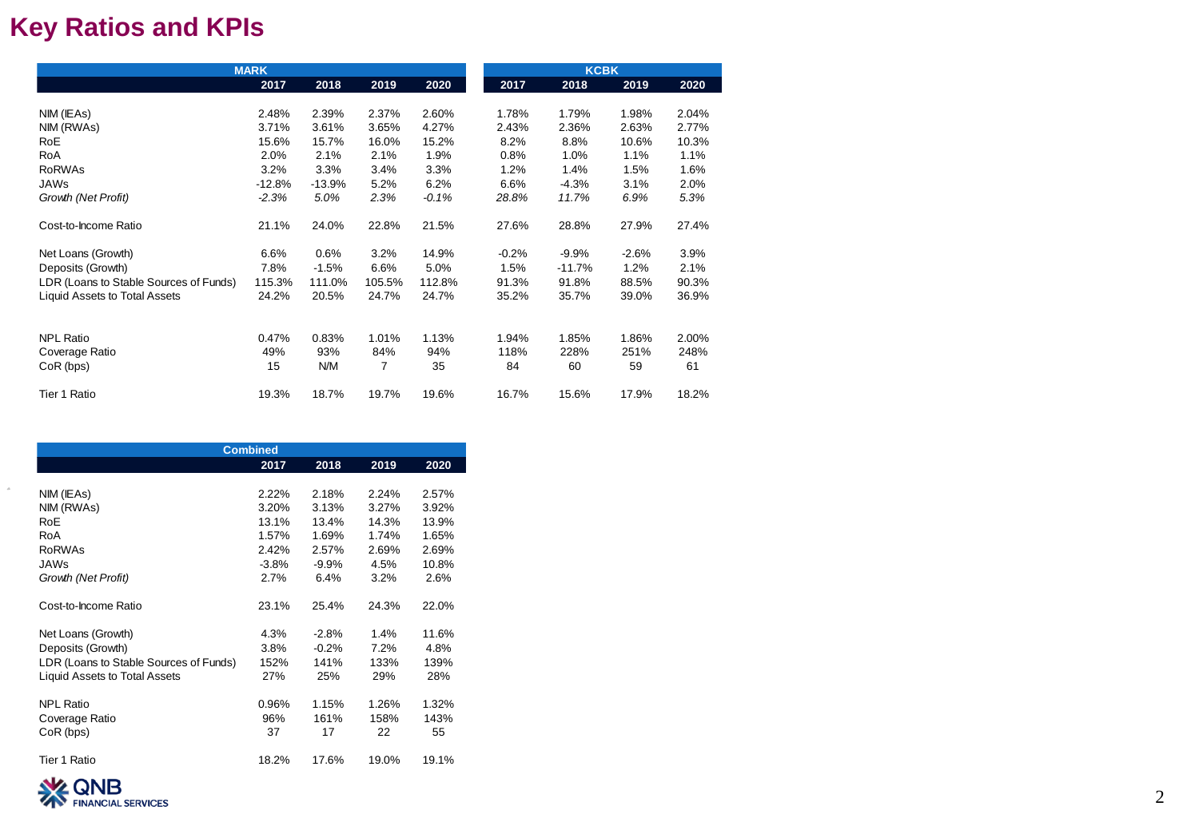# Key Ratios and KPIs

| | MARK | | | | KCBK | | | |
|---|---|---|---|---|---|---|---|---|
| | 2017 | 2018 | 2019 | 2020 | 2017 | 2018 | 2019 | 2020 |
| NIM (IEAs) | 2.48% | 2.39% | 2.37% | 2.60% | 1.78% | 1.79% | 1.98% | 2.04% |
| NIM (RWAs) | 3.71% | 3.61% | 3.65% | 4.27% | 2.43% | 2.36% | 2.63% | 2.77% |
| RoE | 15.6% | 15.7% | 16.0% | 15.2% | 8.2% | 8.8% | 10.6% | 10.3% |
| RoA | 2.0% | 2.1% | 2.1% | 1.9% | 0.8% | 1.0% | 1.1% | 1.1% |
| RoRWAs | 3.2% | 3.3% | 3.4% | 3.3% | 1.2% | 1.4% | 1.5% | 1.6% |
| JAWs | -12.8% | -13.9% | 5.2% | 6.2% | 6.6% | -4.3% | 3.1% | 2.0% |
| *Growth (Net Profit)* | *-2.3%* | *5.0%* | *2.3%* | *-0.1%* | *28.8%* | *11.7%* | *6.9%* | *5.3%* |
| Cost-to-Income Ratio | 21.1% | 24.0% | 22.8% | 21.5% | 27.6% | 28.8% | 27.9% | 27.4% |
| Net Loans (Growth) | 6.6% | 0.6% | 3.2% | 14.9% | -0.2% | -9.9% | -2.6% | 3.9% |
| Deposits (Growth) | 7.8% | -1.5% | 6.6% | 5.0% | 1.5% | -11.7% | 1.2% | 2.1% |
| LDR (Loans to Stable Sources of Funds) | 115.3% | 111.0% | 105.5% | 112.8% | 91.3% | 91.8% | 88.5% | 90.3% |
| Liquid Assets to Total Assets | 24.2% | 20.5% | 24.7% | 24.7% | 35.2% | 35.7% | 39.0% | 36.9% |
| NPL Ratio | 0.47% | 0.83% | 1.01% | 1.13% | 1.94% | 1.85% | 1.86% | 2.00% |
| Coverage Ratio | 49% | 93% | 84% | 94% | 118% | 228% | 251% | 248% |
| CoR (bps) | 15 | N/M | 7 | 35 | 84 | 60 | 59 | 61 |
| Tier 1 Ratio | 19.3% | 18.7% | 19.7% | 19.6% | 16.7% | 15.6% | 17.9% | 18.2% |

| | Combined | | | |
|---|---|---|---|---|
| | 2017 | 2018 | 2019 | 2020 |
| NIM (IEAs) | 2.22% | 2.18% | 2.24% | 2.57% |
| NIM (RWAs) | 3.20% | 3.13% | 3.27% | 3.92% |
| RoE | 13.1% | 13.4% | 14.3% | 13.9% |
| RoA | 1.57% | 1.69% | 1.74% | 1.65% |
| RoRWAs | 2.42% | 2.57% | 2.69% | 2.69% |
| JAWs | -3.8% | -9.9% | 4.5% | 10.8% |
| *Growth (Net Profit)* | 2.7% | 6.4% | 3.2% | 2.6% |
| Cost-to-Income Ratio | 23.1% | 25.4% | 24.3% | 22.0% |
| Net Loans (Growth) | 4.3% | -2.8% | 1.4% | 11.6% |
| Deposits (Growth) | 3.8% | -0.2% | 7.2% | 4.8% |
| LDR (Loans to Stable Sources of Funds) | 152% | 141% | 133% | 139% |
| Liquid Assets to Total Assets | 27% | 25% | 29% | 28% |
| NPL Ratio | 0.96% | 1.15% | 1.26% | 1.32% |
| Coverage Ratio | 96% | 161% | 158% | 143% |
| CoR (bps) | 37 | 17 | 22 | 55 |
| Tier 1 Ratio | 18.2% | 17.6% | 19.0% | 19.1% |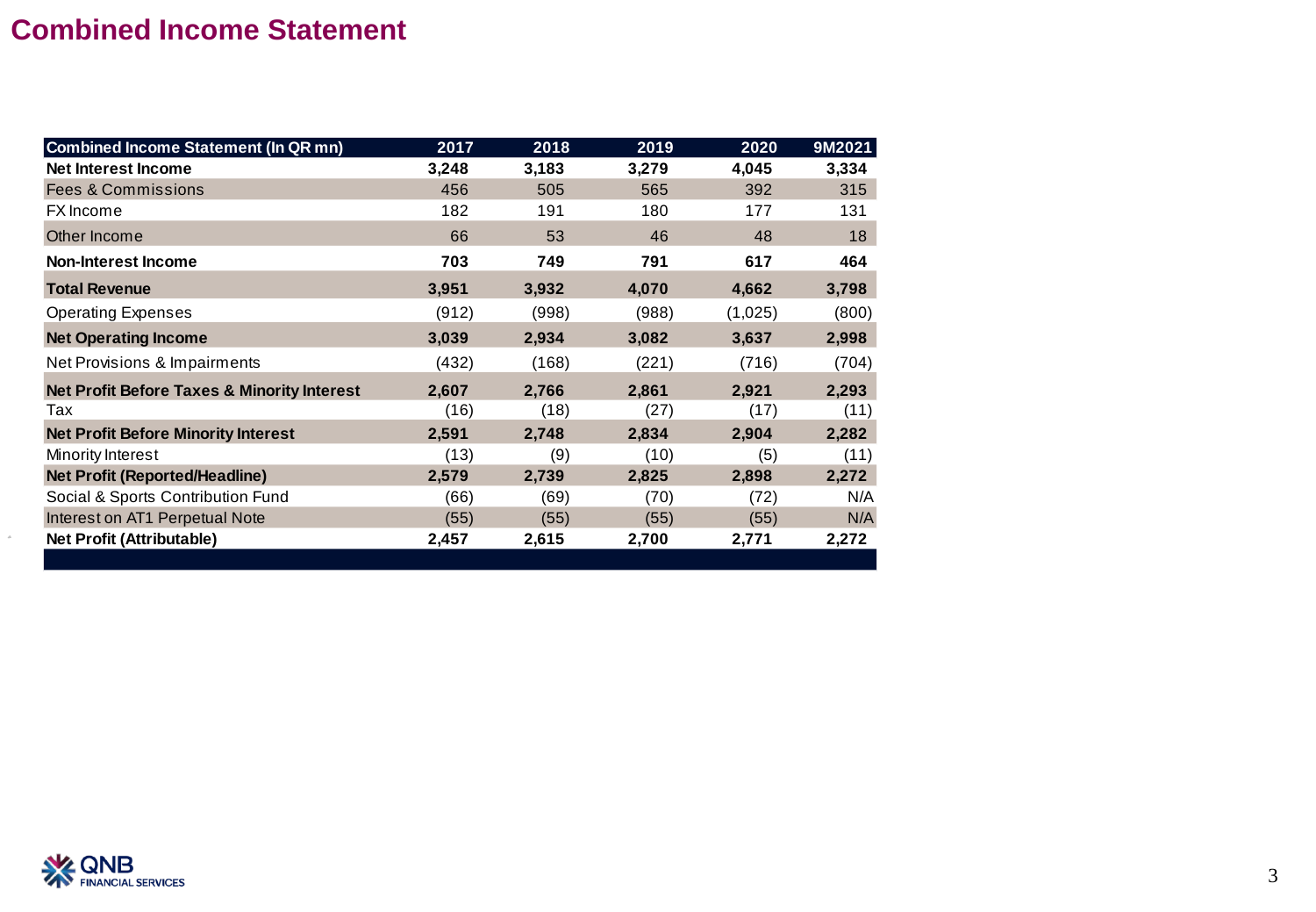# Combined Income Statement

| Combined Income Statement (In QR mn) | 2017 | 2018 | 2019 | 2020 | 9M2021 |
|---|---|---|---|---|---|
| **Net Interest Income** | **3,248** | **3,183** | **3,279** | **4,045** | **3,334** |
| Fees & Commissions | 456 | 505 | 565 | 392 | 315 |
| FX Income | 182 | 191 | 180 | 177 | 131 |
| Other Income | 66 | 53 | 46 | 48 | 18 |
| **Non-Interest Income** | **703** | **749** | **791** | **617** | **464** |
| **Total Revenue** | **3,951** | **3,932** | **4,070** | **4,662** | **3,798** |
| Operating Expenses | (912) | (998) | (988) | (1,025) | (800) |
| **Net Operating Income** | **3,039** | **2,934** | **3,082** | **3,637** | **2,998** |
| Net Provisions & Impairments | (432) | (168) | (221) | (716) | (704) |
| **Net Profit Before Taxes & Minority Interest** | **2,607** | **2,766** | **2,861** | **2,921** | **2,293** |
| Tax | (16) | (18) | (27) | (17) | (11) |
| **Net Profit Before Minority Interest** | **2,591** | **2,748** | **2,834** | **2,904** | **2,282** |
| Minority Interest | (13) | (9) | (10) | (5) | (11) |
| **Net Profit (Reported/Headline)** | **2,579** | **2,739** | **2,825** | **2,898** | **2,272** |
| Social & Sports Contribution Fund | (66) | (69) | (70) | (72) | N/A |
| Interest on AT1 Perpetual Note | (55) | (55) | (55) | (55) | N/A |
| **Net Profit (Attributable)** | **2,457** | **2,615** | **2,700** | **2,771** | **2,272** |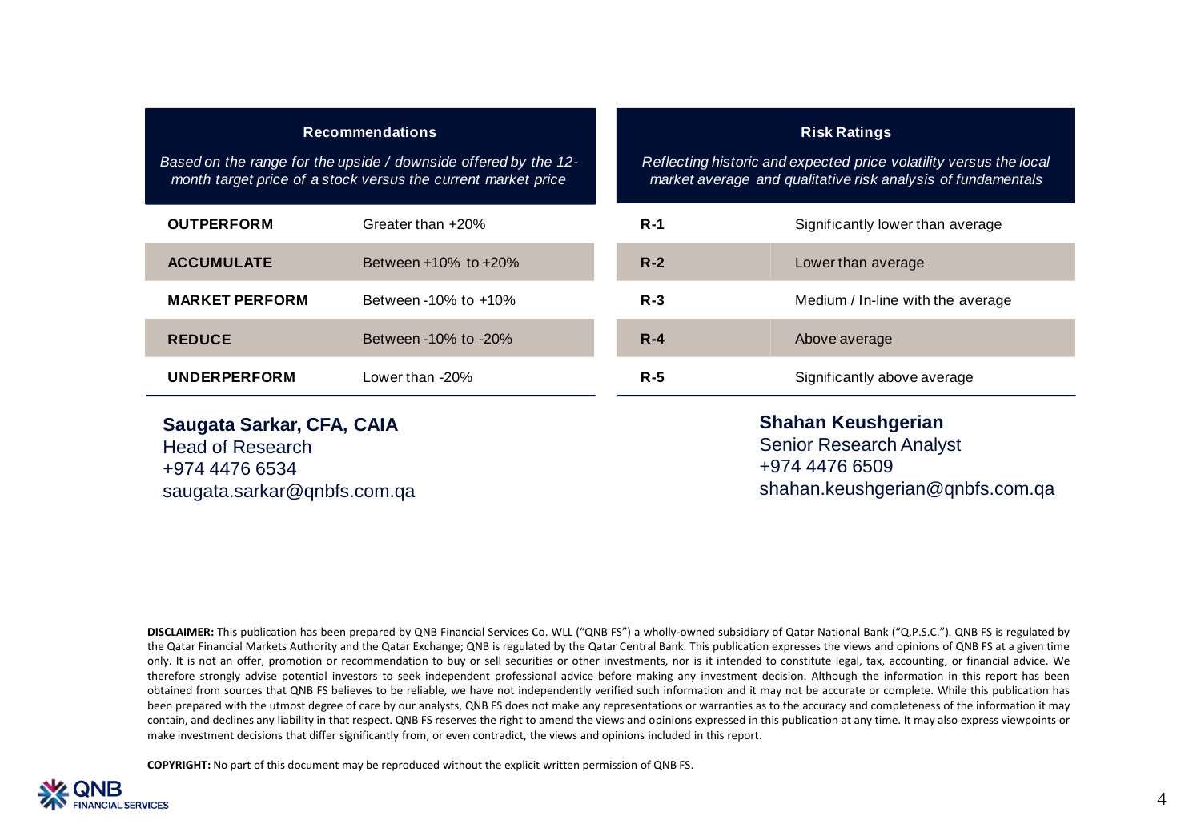| Recommendations | |
|---|---|
| *Based on the range for the upside / downside offered by the 12-month target price of a stock versus the current market price* | |
| **OUTPERFORM** | Greater than +20% |
| **ACCUMULATE** | Between +10% to +20% |
| **MARKET PERFORM** | Between -10% to +10% |
| **REDUCE** | Between -10% to -20% |
| **UNDERPERFORM** | Lower than -20% |

| Risk Ratings | |
|---|---|
| *Reflecting historic and expected price volatility versus the local market average and qualitative risk analysis of fundamentals* | |
| **R-1** | Significantly lower than average |
| **R-2** | Lower than average |
| **R-3** | Medium / In-line with the average |
| **R-4** | Above average |
| **R-5** | Significantly above average |

**Saugata Sarkar, CFA, CAIA**
Head of Research
+974 4476 6534
saugata.sarkar@qnbfs.com.qa

**Shahan Keushgerian**
Senior Research Analyst
+974 4476 6509
shahan.keushgerian@qnbfs.com.qa

**DISCLAIMER:** This publication has been prepared by QNB Financial Services Co. WLL ("QNB FS") a wholly-owned subsidiary of Qatar National Bank ("Q.P.S.C."). QNB FS is regulated by the Qatar Financial Markets Authority and the Qatar Exchange; QNB is regulated by the Qatar Central Bank. This publication expresses the views and opinions of QNB FS at a given time only. It is not an offer, promotion or recommendation to buy or sell securities or other investments, nor is it intended to constitute legal, tax, accounting, or financial advice. We therefore strongly advise potential investors to seek independent professional advice before making any investment decision. Although the information in this report has been obtained from sources that QNB FS believes to be reliable, we have not independently verified such information and it may not be accurate or complete. While this publication has been prepared with the utmost degree of care by our analysts, QNB FS does not make any representations or warranties as to the accuracy and completeness of the information it may contain, and declines any liability in that respect. QNB FS reserves the right to amend the views and opinions expressed in this publication at any time. It may also express viewpoints or make investment decisions that differ significantly from, or even contradict, the views and opinions included in this report.

**COPYRIGHT:** No part of this document may be reproduced without the explicit written permission of QNB FS.

QNB FINANCIAL SERVICES